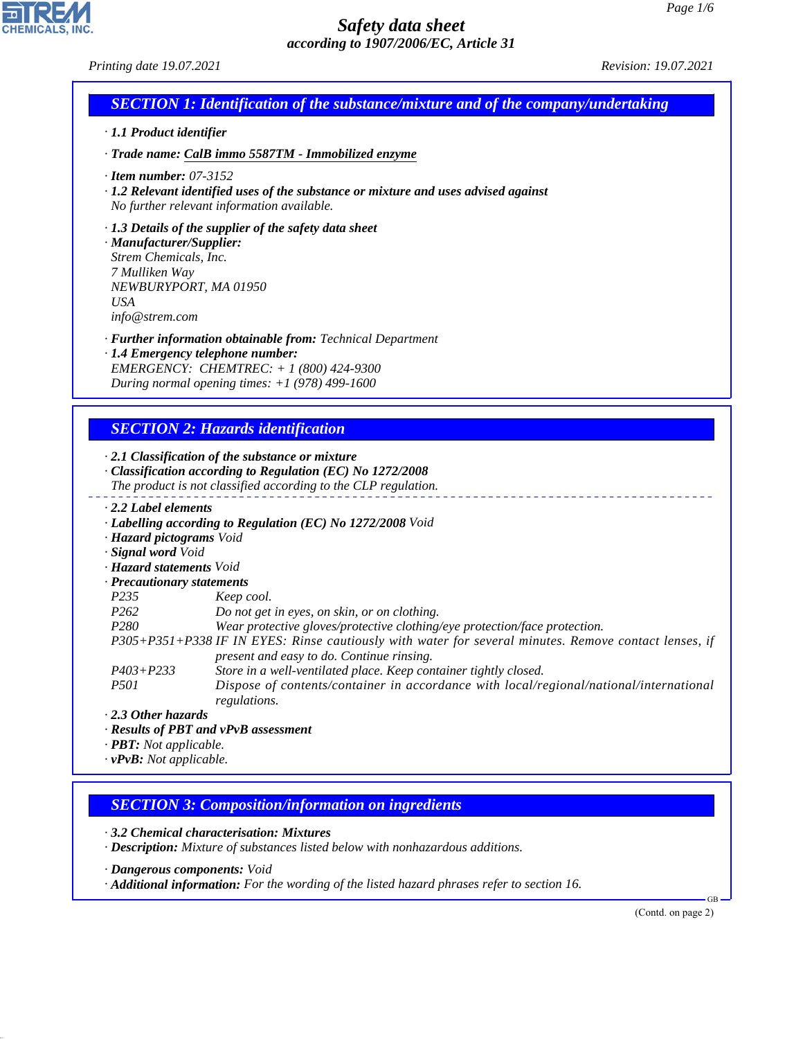# Safety data sheet

*according to 1907/2006/EC, Article 31*

Printing date 19.07.2021 Revision: 19.07.2021

## SECTION 1: Identification of the substance/mixture and of the company/undertaking

· **1.1 Product identifier**

· **Trade name:** CalB immo 5587TM - Immobilized enzyme

· **Item number:** 07-3152

· **1.2 Relevant identified uses of the substance or mixture and uses advised against**
No further relevant information available.

· **1.3 Details of the supplier of the safety data sheet**

· **Manufacturer/Supplier:**
Strem Chemicals, Inc.
7 Mulliken Way
NEWBURYPORT, MA 01950
USA
info@strem.com

· **Further information obtainable from:** Technical Department

· **1.4 Emergency telephone number:**
EMERGENCY: CHEMTREC: + 1 (800) 424-9300
During normal opening times: +1 (978) 499-1600

## SECTION 2: Hazards identification

· **2.1 Classification of the substance or mixture**

· **Classification according to Regulation (EC) No 1272/2008**
The product is not classified according to the CLP regulation.

· **2.2 Label elements**

· **Labelling according to Regulation (EC) No 1272/2008** Void

· **Hazard pictograms** Void

· **Signal word** Void

· **Hazard statements** Void

· **Precautionary statements**

| | |
|---|---|
| P235 | Keep cool. |
| P262 | Do not get in eyes, on skin, or on clothing. |
| P280 | Wear protective gloves/protective clothing/eye protection/face protection. |
| P305+P351+P338 | IF IN EYES: Rinse cautiously with water for several minutes. Remove contact lenses, if present and easy to do. Continue rinsing. |
| P403+P233 | Store in a well-ventilated place. Keep container tightly closed. |
| P501 | Dispose of contents/container in accordance with local/regional/national/international regulations. |

· **2.3 Other hazards**

· **Results of PBT and vPvB assessment**

· **PBT:** Not applicable.

· **vPvB:** Not applicable.

## SECTION 3: Composition/information on ingredients

· **3.2 Chemical characterisation: Mixtures**

· **Description:** Mixture of substances listed below with nonhazardous additions.

· **Dangerous components:** Void

· **Additional information:** For the wording of the listed hazard phrases refer to section 16.

(Contd. on page 2)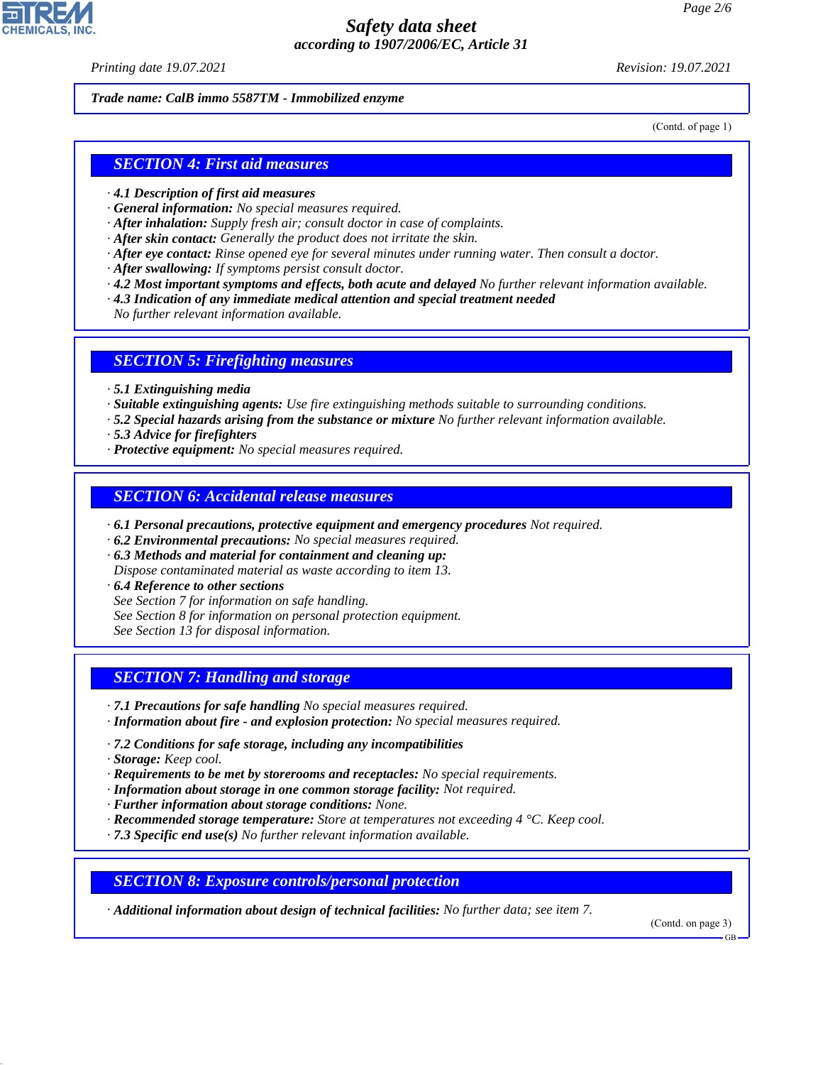Trade name: **CalB immo 5587TM - Immobilized enzyme**

(Contd. of page 1)

## SECTION 4: First aid measures

- **4.1 Description of first aid measures**
- **General information:** No special measures required.
- **After inhalation:** Supply fresh air; consult doctor in case of complaints.
- **After skin contact:** Generally the product does not irritate the skin.
- **After eye contact:** Rinse opened eye for several minutes under running water. Then consult a doctor.
- **After swallowing:** If symptoms persist consult doctor.
- **4.2 Most important symptoms and effects, both acute and delayed** No further relevant information available.
- **4.3 Indication of any immediate medical attention and special treatment needed**
  No further relevant information available.

## SECTION 5: Firefighting measures

- **5.1 Extinguishing media**
- **Suitable extinguishing agents:** Use fire extinguishing methods suitable to surrounding conditions.
- **5.2 Special hazards arising from the substance or mixture** No further relevant information available.
- **5.3 Advice for firefighters**
- **Protective equipment:** No special measures required.

## SECTION 6: Accidental release measures

- **6.1 Personal precautions, protective equipment and emergency procedures** Not required.
- **6.2 Environmental precautions:** No special measures required.
- **6.3 Methods and material for containment and cleaning up:**
  Dispose contaminated material as waste according to item 13.
- **6.4 Reference to other sections**
  See Section 7 for information on safe handling.
  See Section 8 for information on personal protection equipment.
  See Section 13 for disposal information.

## SECTION 7: Handling and storage

- **7.1 Precautions for safe handling** No special measures required.
- **Information about fire - and explosion protection:** No special measures required.

- **7.2 Conditions for safe storage, including any incompatibilities**
- **Storage:** Keep cool.
- **Requirements to be met by storerooms and receptacles:** No special requirements.
- **Information about storage in one common storage facility:** Not required.
- **Further information about storage conditions:** None.
- **Recommended storage temperature:** Store at temperatures not exceeding 4 °C. Keep cool.
- **7.3 Specific end use(s)** No further relevant information available.

## SECTION 8: Exposure controls/personal protection

- **Additional information about design of technical facilities:** No further data; see item 7.

(Contd. on page 3)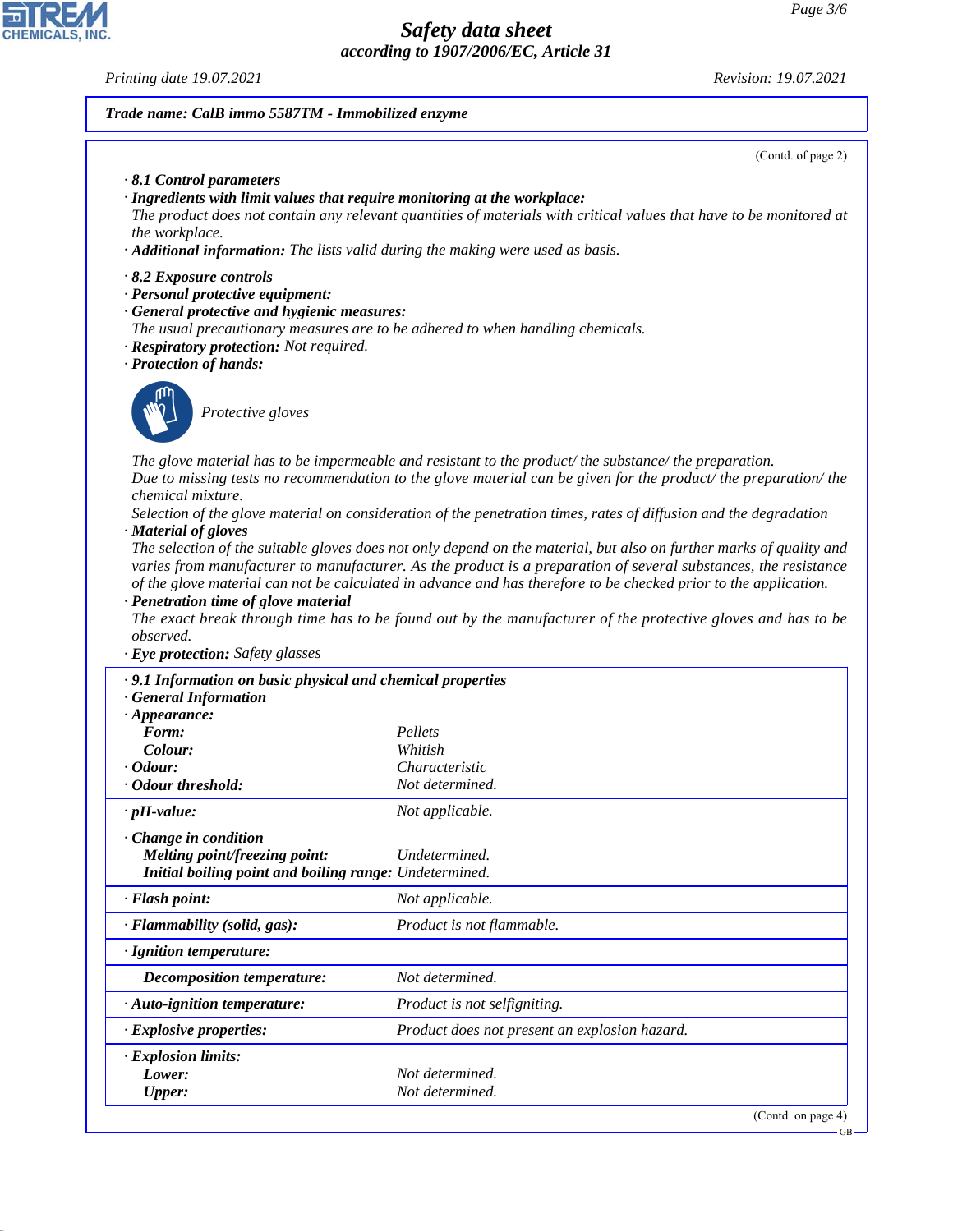**Trade name: CalB immo 5587TM - Immobilized enzyme**

(Contd. of page 2)

· **8.1 Control parameters**
· **Ingredients with limit values that require monitoring at the workplace:**
The product does not contain any relevant quantities of materials with critical values that have to be monitored at the workplace.
· **Additional information:** The lists valid during the making were used as basis.

· **8.2 Exposure controls**
· **Personal protective equipment:**
· **General protective and hygienic measures:**
The usual precautionary measures are to be adhered to when handling chemicals.
· **Respiratory protection:** Not required.
· **Protection of hands:**

Protective gloves

The glove material has to be impermeable and resistant to the product/ the substance/ the preparation.
Due to missing tests no recommendation to the glove material can be given for the product/ the preparation/ the chemical mixture.
Selection of the glove material on consideration of the penetration times, rates of diffusion and the degradation
· **Material of gloves**
The selection of the suitable gloves does not only depend on the material, but also on further marks of quality and varies from manufacturer to manufacturer. As the product is a preparation of several substances, the resistance of the glove material can not be calculated in advance and has therefore to be checked prior to the application.
· **Penetration time of glove material**
The exact break through time has to be found out by the manufacturer of the protective gloves and has to be observed.
· **Eye protection:** Safety glasses

| · **9.1 Information on basic physical and chemical properties** | |
|---|---|
| · **General Information** | |
| · **Appearance:** | |
| **Form:** | Pellets |
| **Colour:** | Whitish |
| · **Odour:** | Characteristic |
| · **Odour threshold:** | Not determined. |
| · **pH-value:** | Not applicable. |
| · **Change in condition** | |
| **Melting point/freezing point:** | Undetermined. |
| **Initial boiling point and boiling range:** | Undetermined. |
| · **Flash point:** | Not applicable. |
| · **Flammability (solid, gas):** | Product is not flammable. |
| · **Ignition temperature:** | |
| **Decomposition temperature:** | Not determined. |
| · **Auto-ignition temperature:** | Product is not selfigniting. |
| · **Explosive properties:** | Product does not present an explosion hazard. |
| · **Explosion limits:** | |
| **Lower:** | Not determined. |
| **Upper:** | Not determined. |

(Contd. on page 4)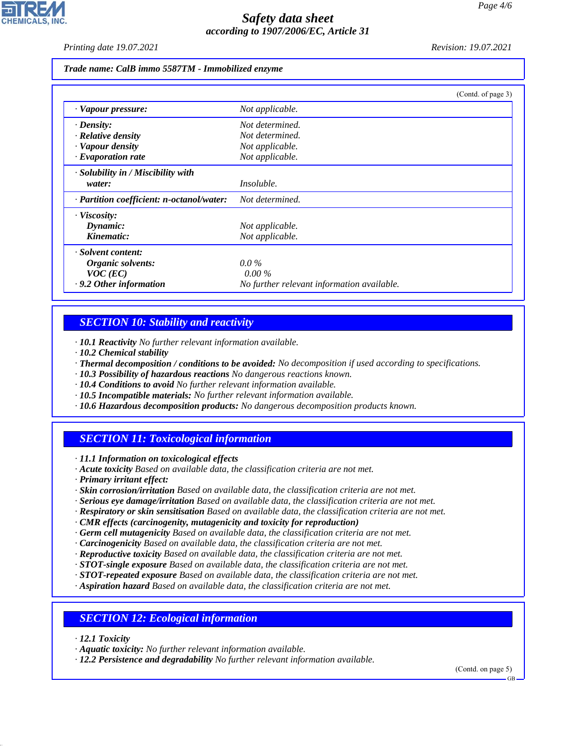**Trade name: CalB immo 5587TM - Immobilized enzyme**

(Contd. of page 3)

| | |
|---|---|
| · **Vapour pressure:** | Not applicable. |
| · **Density:** | Not determined. |
| · **Relative density** | Not determined. |
| · **Vapour density** | Not applicable. |
| · **Evaporation rate** | Not applicable. |
| · **Solubility in / Miscibility with water:** | Insoluble. |
| · **Partition coefficient: n-octanol/water:** | Not determined. |
| · **Viscosity:** | |
| **Dynamic:** | Not applicable. |
| **Kinematic:** | Not applicable. |
| · **Solvent content:** | |
| **Organic solvents:** | 0.0 % |
| **VOC (EC)** | 0.00 % |
| · **9.2 Other information** | No further relevant information available. |

## SECTION 10: Stability and reactivity

· **10.1 Reactivity** No further relevant information available.
· **10.2 Chemical stability**
· **Thermal decomposition / conditions to be avoided:** No decomposition if used according to specifications.
· **10.3 Possibility of hazardous reactions** No dangerous reactions known.
· **10.4 Conditions to avoid** No further relevant information available.
· **10.5 Incompatible materials:** No further relevant information available.
· **10.6 Hazardous decomposition products:** No dangerous decomposition products known.

## SECTION 11: Toxicological information

· **11.1 Information on toxicological effects**
· **Acute toxicity** Based on available data, the classification criteria are not met.
· **Primary irritant effect:**
· **Skin corrosion/irritation** Based on available data, the classification criteria are not met.
· **Serious eye damage/irritation** Based on available data, the classification criteria are not met.
· **Respiratory or skin sensitisation** Based on available data, the classification criteria are not met.
· **CMR effects (carcinogenity, mutagenicity and toxicity for reproduction)**
· **Germ cell mutagenicity** Based on available data, the classification criteria are not met.
· **Carcinogenicity** Based on available data, the classification criteria are not met.
· **Reproductive toxicity** Based on available data, the classification criteria are not met.
· **STOT-single exposure** Based on available data, the classification criteria are not met.
· **STOT-repeated exposure** Based on available data, the classification criteria are not met.
· **Aspiration hazard** Based on available data, the classification criteria are not met.

## SECTION 12: Ecological information

· **12.1 Toxicity**
· **Aquatic toxicity:** No further relevant information available.
· **12.2 Persistence and degradability** No further relevant information available.

(Contd. on page 5)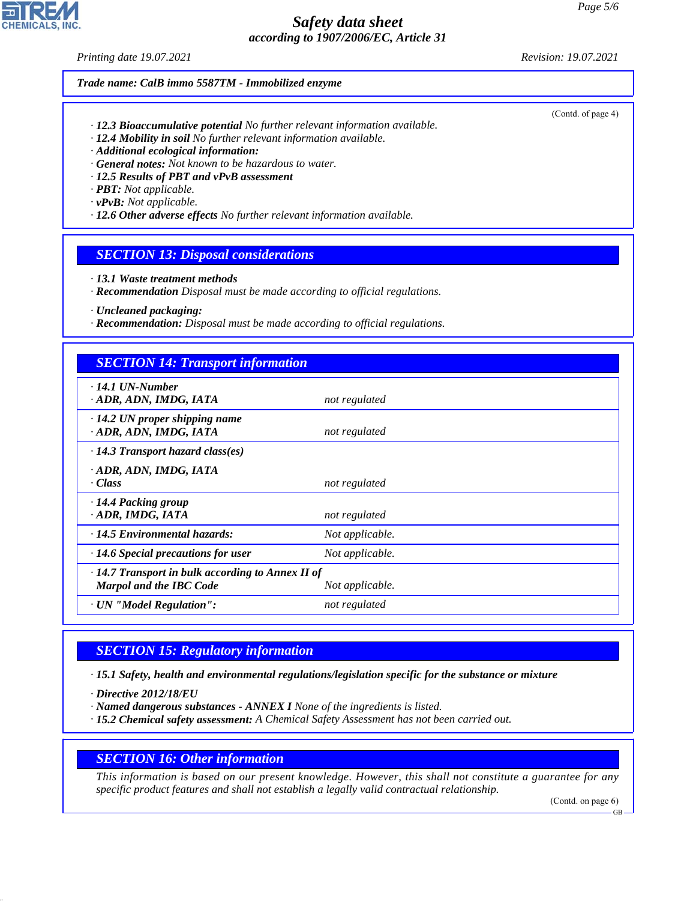**Trade name: CalB immo 5587TM - Immobilized enzyme**

(Contd. of page 4)

· **12.3 Bioaccumulative potential** No further relevant information available.
· **12.4 Mobility in soil** No further relevant information available.
· **Additional ecological information:**
· **General notes:** Not known to be hazardous to water.
· **12.5 Results of PBT and vPvB assessment**
· **PBT:** Not applicable.
· **vPvB:** Not applicable.
· **12.6 Other adverse effects** No further relevant information available.

## SECTION 13: Disposal considerations

· **13.1 Waste treatment methods**
· **Recommendation** Disposal must be made according to official regulations.

· **Uncleaned packaging:**
· **Recommendation:** Disposal must be made according to official regulations.

## SECTION 14: Transport information

| | |
|---|---|
| · **14.1 UN-Number**<br>· **ADR, ADN, IMDG, IATA** | not regulated |
| · **14.2 UN proper shipping name**<br>· **ADR, ADN, IMDG, IATA** | not regulated |
| · **14.3 Transport hazard class(es)**<br>· **ADR, ADN, IMDG, IATA**<br>· **Class** | not regulated |
| · **14.4 Packing group**<br>· **ADR, IMDG, IATA** | not regulated |
| · **14.5 Environmental hazards:** | Not applicable. |
| · **14.6 Special precautions for user** | Not applicable. |
| · **14.7 Transport in bulk according to Annex II of Marpol and the IBC Code** | Not applicable. |
| · **UN "Model Regulation":** | not regulated |

## SECTION 15: Regulatory information

· **15.1 Safety, health and environmental regulations/legislation specific for the substance or mixture**

· **Directive 2012/18/EU**
· **Named dangerous substances - ANNEX I** None of the ingredients is listed.
· **15.2 Chemical safety assessment:** A Chemical Safety Assessment has not been carried out.

## SECTION 16: Other information

This information is based on our present knowledge. However, this shall not constitute a guarantee for any specific product features and shall not establish a legally valid contractual relationship.

(Contd. on page 6)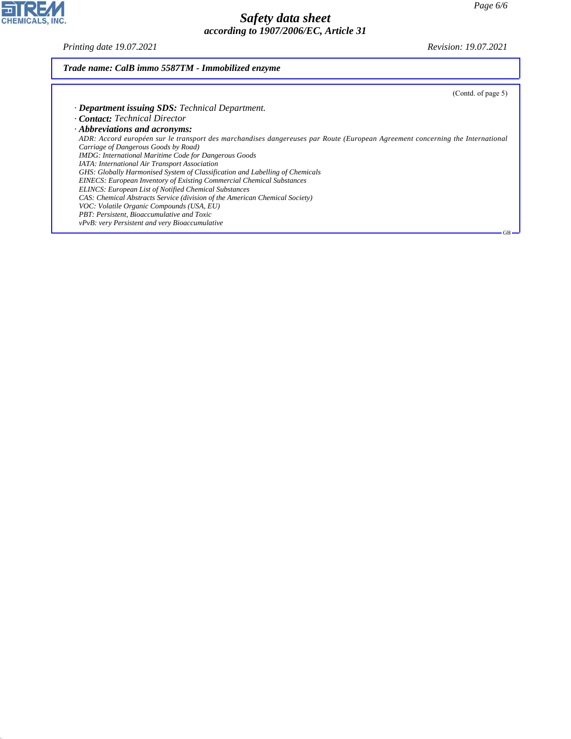**Safety data sheet**
**according to 1907/2006/EC, Article 31**

Printing date 19.07.2021 Revision: 19.07.2021

**Trade name: CalB immo 5587TM - Immobilized enzyme**

(Contd. of page 5)

· **Department issuing SDS:** Technical Department.
· **Contact:** Technical Director
· **Abbreviations and acronyms:**

ADR: Accord européen sur le transport des marchandises dangereuses par Route (European Agreement concerning the International Carriage of Dangerous Goods by Road)
IMDG: International Maritime Code for Dangerous Goods
IATA: International Air Transport Association
GHS: Globally Harmonised System of Classification and Labelling of Chemicals
EINECS: European Inventory of Existing Commercial Chemical Substances
ELINCS: European List of Notified Chemical Substances
CAS: Chemical Abstracts Service (division of the American Chemical Society)
VOC: Volatile Organic Compounds (USA, EU)
PBT: Persistent, Bioaccumulative and Toxic
vPvB: very Persistent and very Bioaccumulative

GB